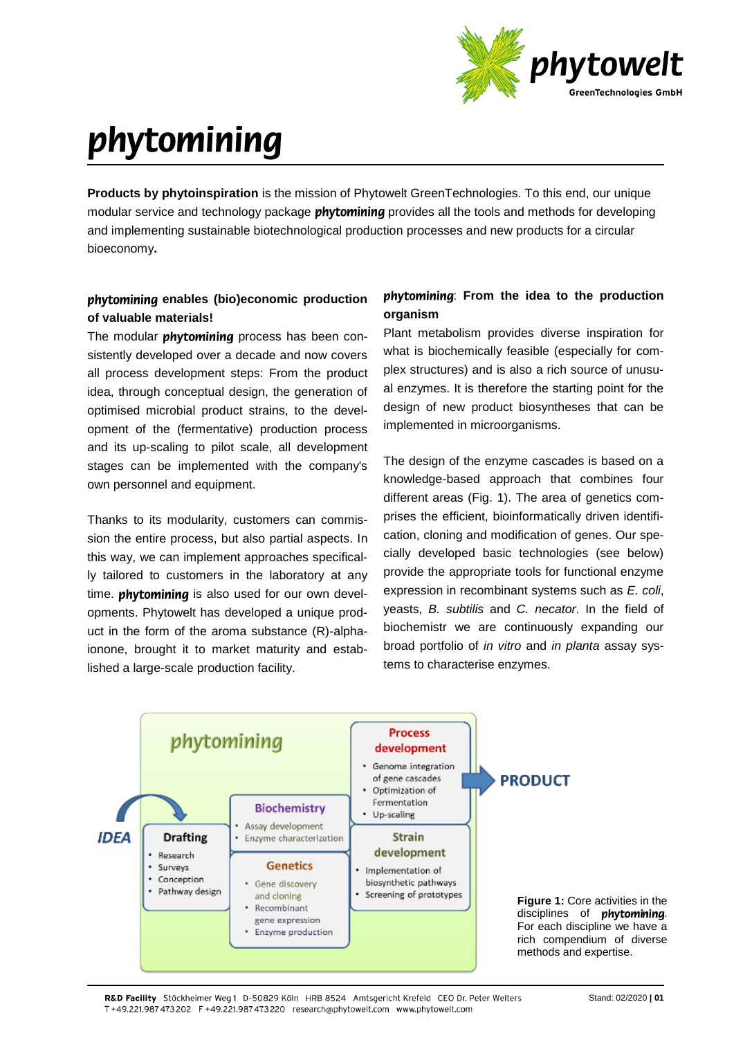# *phytomining*

**Products by phytoinspiration** is the mission of Phytowelt GreenTechnologies. To this end, our unique modular service and technology package ***phytomining*** provides all the tools and methods for developing and implementing sustainable biotechnological production processes and new products for a circular bioeconomy**.**

### ***phytomining*** enables (bio)economic production of valuable materials!

The modular ***phytomining*** process has been consistently developed over a decade and now covers all process development steps: From the product idea, through conceptual design, the generation of optimised microbial product strains, to the development of the (fermentative) production process and its up-scaling to pilot scale, all development stages can be implemented with the company's own personnel and equipment.

Thanks to its modularity, customers can commission the entire process, but also partial aspects. In this way, we can implement approaches specifically tailored to customers in the laboratory at any time. ***phytomining*** is also used for our own developments. Phytowelt has developed a unique product in the form of the aroma substance (R)-alpha-ionone, brought it to market maturity and established a large-scale production facility.

### ***phytomining***: From the idea to the production organism

Plant metabolism provides diverse inspiration for what is biochemically feasible (especially for complex structures) and is also a rich source of unusual enzymes. It is therefore the starting point for the design of new product biosyntheses that can be implemented in microorganisms.

The design of the enzyme cascades is based on a knowledge-based approach that combines four different areas (Fig. 1). The area of genetics comprises the efficient, bioinformatically driven identification, cloning and modification of genes. Our specially developed basic technologies (see below) provide the appropriate tools for functional enzyme expression in recombinant systems such as *E. coli*, yeasts, *B. subtilis* and *C. necator*. In the field of biochemistr we are continuously expanding our broad portfolio of *in vitro* and *in planta* assay systems to characterise enzymes.

*phytomining*

IDEA

**Drafting**
- Research
- Surveys
- Conception
- Pathway design

**Biochemistry**
- Assay development
- Enzyme characterization

**Genetics**
- Gene discovery and cloning
- Recombinant gene expression
- Enzyme production

**Process development**
- Genome integration of gene cascades
- Optimization of Fermentation
- Up-scaling

**Strain development**
- Implementation of biosynthetic pathways
- Screening of prototypes

PRODUCT

**Figure 1:** Core activities in the disciplines of ***phytomining***. For each discipline we have a rich compendium of diverse methods and expertise.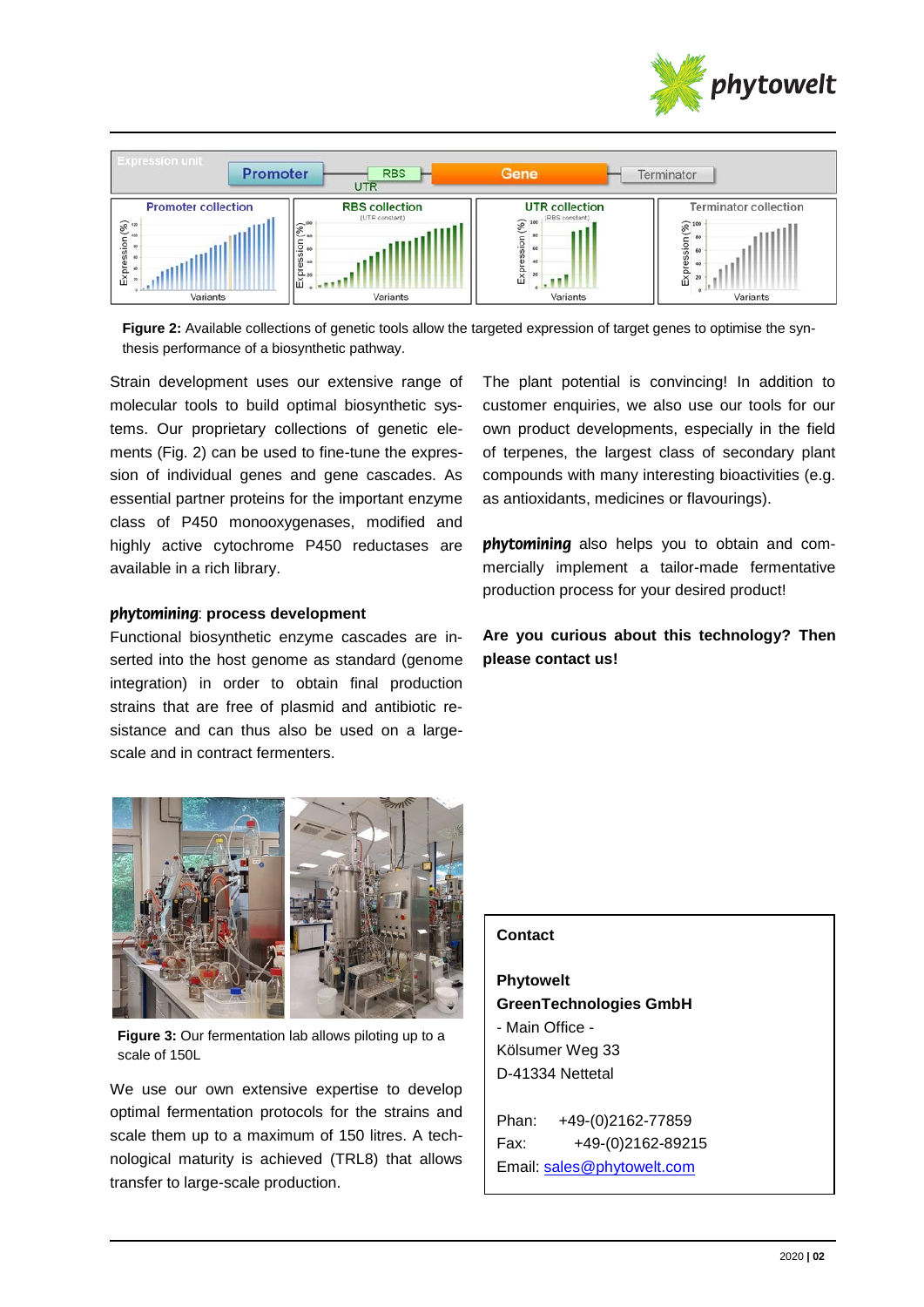Expression unit

Promoter

RBS

UTR

Gene

Terminator

Promoter collection

RBS collection

(UTR constant)

UTR collection

(RBS constant)

Terminator collection

Expression (%)

Variants

**Figure 2:** Available collections of genetic tools allow the targeted expression of target genes to optimise the synthesis performance of a biosynthetic pathway.

Strain development uses our extensive range of molecular tools to build optimal biosynthetic systems. Our proprietary collections of genetic elements (Fig. 2) can be used to fine-tune the expression of individual genes and gene cascades. As essential partner proteins for the important enzyme class of P450 monooxygenases, modified and highly active cytochrome P450 reductases are available in a rich library.

### *phytomining*: process development

Functional biosynthetic enzyme cascades are inserted into the host genome as standard (genome integration) in order to obtain final production strains that are free of plasmid and antibiotic resistance and can thus also be used on a large-scale and in contract fermenters.

**Figure 3:** Our fermentation lab allows piloting up to a scale of 150L

We use our own extensive expertise to develop optimal fermentation protocols for the strains and scale them up to a maximum of 150 litres. A technological maturity is achieved (TRL8) that allows transfer to large-scale production.

The plant potential is convincing! In addition to customer enquiries, we also use our tools for our own product developments, especially in the field of terpenes, the largest class of secondary plant compounds with many interesting bioactivities (e.g. as antioxidants, medicines or flavourings).

***phytomining*** also helps you to obtain and commercially implement a tailor-made fermentative production process for your desired product!

**Are you curious about this technology? Then please contact us!**

**Contact**

**Phytowelt GreenTechnologies GmbH**
- Main Office -
Kölsumer Weg 33
D-41334 Nettetal

Phan: +49-(0)2162-77859
Fax: +49-(0)2162-89215
Email: sales@phytowelt.com